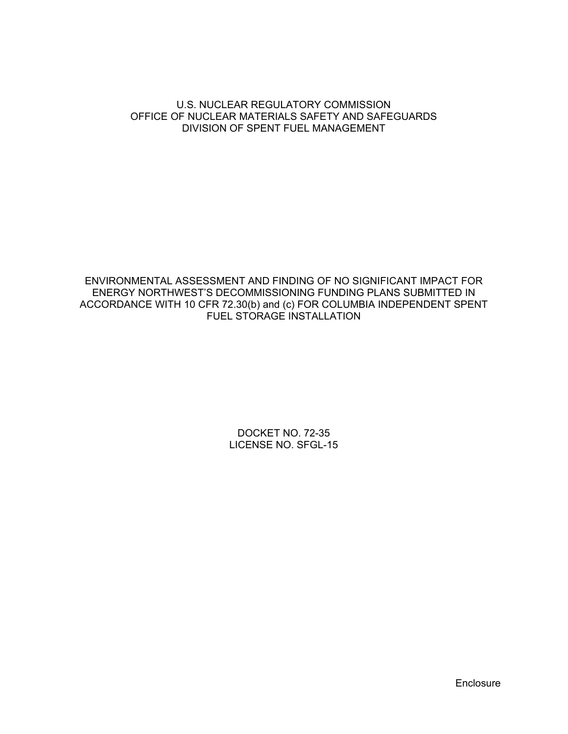U.S. NUCLEAR REGULATORY COMMISSION
OFFICE OF NUCLEAR MATERIALS SAFETY AND SAFEGUARDS
DIVISION OF SPENT FUEL MANAGEMENT

# ENVIRONMENTAL ASSESSMENT AND FINDING OF NO SIGNIFICANT IMPACT FOR ENERGY NORTHWEST'S DECOMMISSIONING FUNDING PLANS SUBMITTED IN ACCORDANCE WITH 10 CFR 72.30(b) and (c) FOR COLUMBIA INDEPENDENT SPENT FUEL STORAGE INSTALLATION

DOCKET NO. 72-35
LICENSE NO. SFGL-15

Enclosure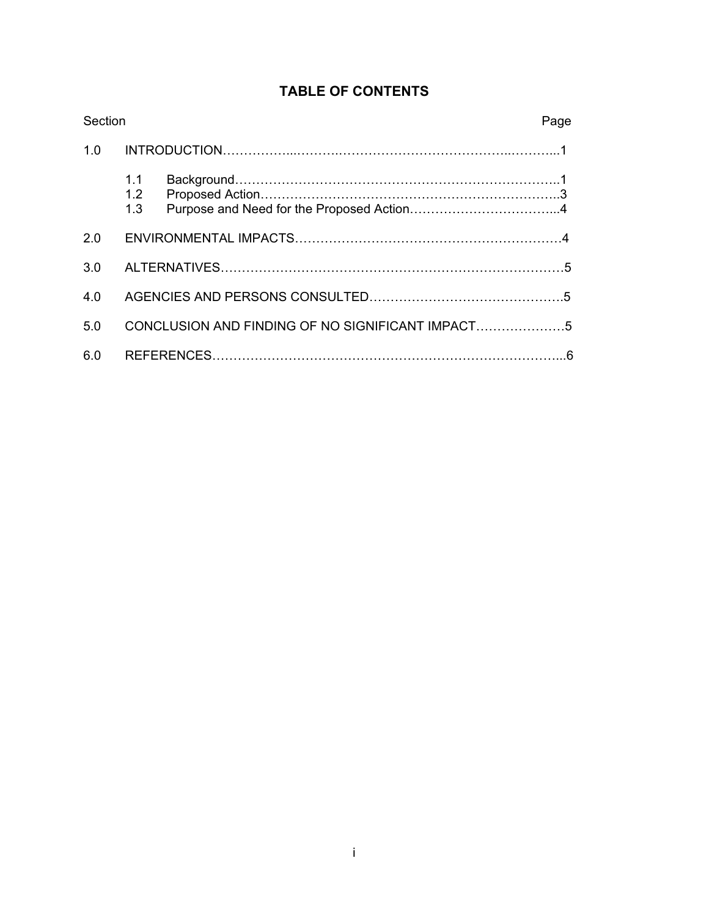## TABLE OF CONTENTS

| Section | | Page |
|---|---|---|
| 1.0 | INTRODUCTION | 1 |
| | 1.1 Background | 1 |
| | 1.2 Proposed Action | 3 |
| | 1.3 Purpose and Need for the Proposed Action | 4 |
| 2.0 | ENVIRONMENTAL IMPACTS | 4 |
| 3.0 | ALTERNATIVES | 5 |
| 4.0 | AGENCIES AND PERSONS CONSULTED | 5 |
| 5.0 | CONCLUSION AND FINDING OF NO SIGNIFICANT IMPACT | 5 |
| 6.0 | REFERENCES | 6 |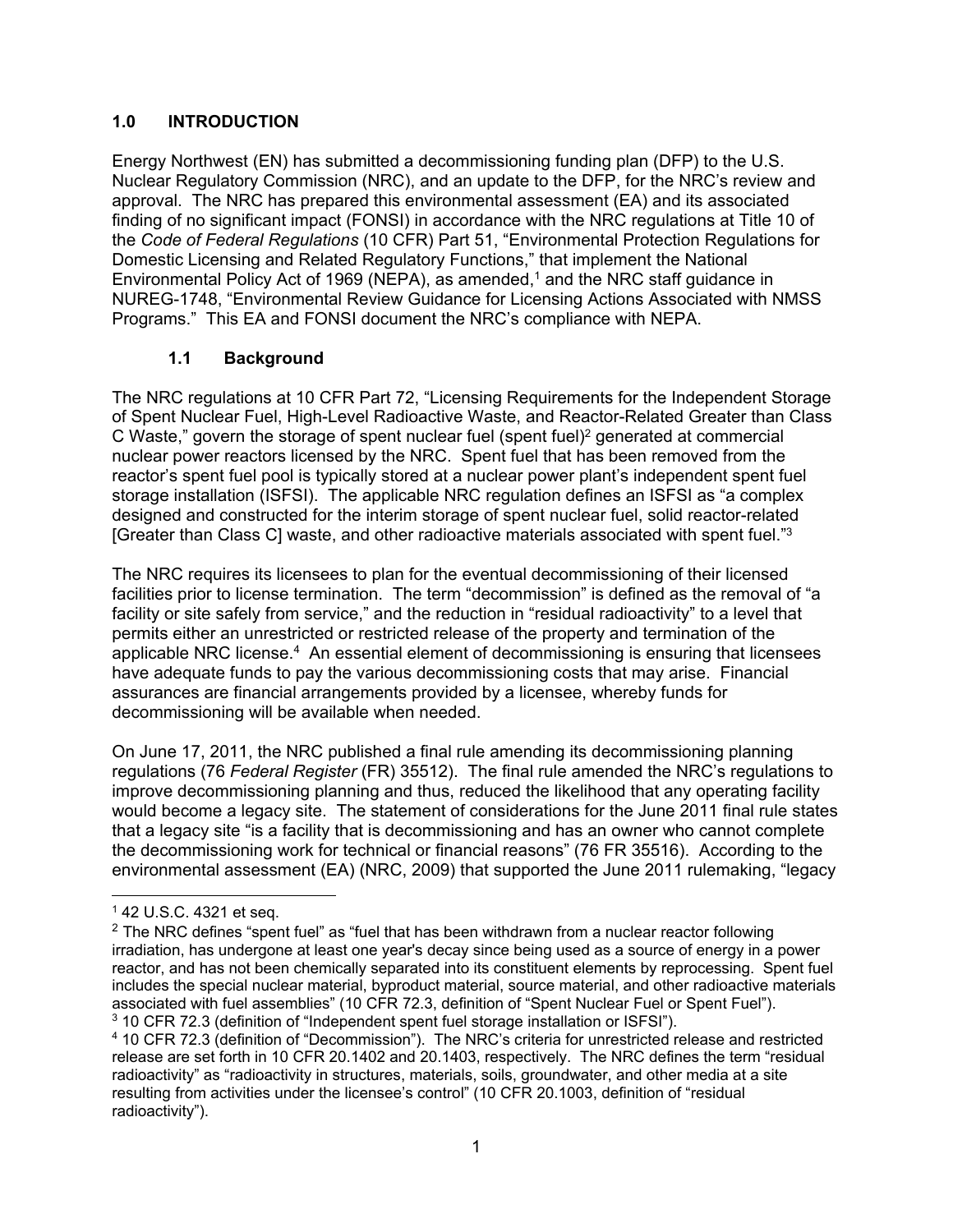## 1.0 INTRODUCTION

Energy Northwest (EN) has submitted a decommissioning funding plan (DFP) to the U.S. Nuclear Regulatory Commission (NRC), and an update to the DFP, for the NRC's review and approval. The NRC has prepared this environmental assessment (EA) and its associated finding of no significant impact (FONSI) in accordance with the NRC regulations at Title 10 of the *Code of Federal Regulations* (10 CFR) Part 51, "Environmental Protection Regulations for Domestic Licensing and Related Regulatory Functions," that implement the National Environmental Policy Act of 1969 (NEPA), as amended,[1] and the NRC staff guidance in NUREG-1748, "Environmental Review Guidance for Licensing Actions Associated with NMSS Programs." This EA and FONSI document the NRC's compliance with NEPA.

### 1.1 Background

The NRC regulations at 10 CFR Part 72, "Licensing Requirements for the Independent Storage of Spent Nuclear Fuel, High-Level Radioactive Waste, and Reactor-Related Greater than Class C Waste," govern the storage of spent nuclear fuel (spent fuel)[2] generated at commercial nuclear power reactors licensed by the NRC. Spent fuel that has been removed from the reactor's spent fuel pool is typically stored at a nuclear power plant's independent spent fuel storage installation (ISFSI). The applicable NRC regulation defines an ISFSI as "a complex designed and constructed for the interim storage of spent nuclear fuel, solid reactor-related [Greater than Class C] waste, and other radioactive materials associated with spent fuel."[3]

The NRC requires its licensees to plan for the eventual decommissioning of their licensed facilities prior to license termination. The term "decommission" is defined as the removal of "a facility or site safely from service," and the reduction in "residual radioactivity" to a level that permits either an unrestricted or restricted release of the property and termination of the applicable NRC license.[4] An essential element of decommissioning is ensuring that licensees have adequate funds to pay the various decommissioning costs that may arise. Financial assurances are financial arrangements provided by a licensee, whereby funds for decommissioning will be available when needed.

On June 17, 2011, the NRC published a final rule amending its decommissioning planning regulations (76 *Federal Register* (FR) 35512). The final rule amended the NRC's regulations to improve decommissioning planning and thus, reduced the likelihood that any operating facility would become a legacy site. The statement of considerations for the June 2011 final rule states that a legacy site "is a facility that is decommissioning and has an owner who cannot complete the decommissioning work for technical or financial reasons" (76 FR 35516). According to the environmental assessment (EA) (NRC, 2009) that supported the June 2011 rulemaking, "legacy

---

[1] 42 U.S.C. 4321 et seq.

[2] The NRC defines "spent fuel" as "fuel that has been withdrawn from a nuclear reactor following irradiation, has undergone at least one year's decay since being used as a source of energy in a power reactor, and has not been chemically separated into its constituent elements by reprocessing. Spent fuel includes the special nuclear material, byproduct material, source material, and other radioactive materials associated with fuel assemblies" (10 CFR 72.3, definition of "Spent Nuclear Fuel or Spent Fuel").

[3] 10 CFR 72.3 (definition of "Independent spent fuel storage installation or ISFSI").

[4] 10 CFR 72.3 (definition of "Decommission"). The NRC's criteria for unrestricted release and restricted release are set forth in 10 CFR 20.1402 and 20.1403, respectively. The NRC defines the term "residual radioactivity" as "radioactivity in structures, materials, soils, groundwater, and other media at a site resulting from activities under the licensee's control" (10 CFR 20.1003, definition of "residual radioactivity").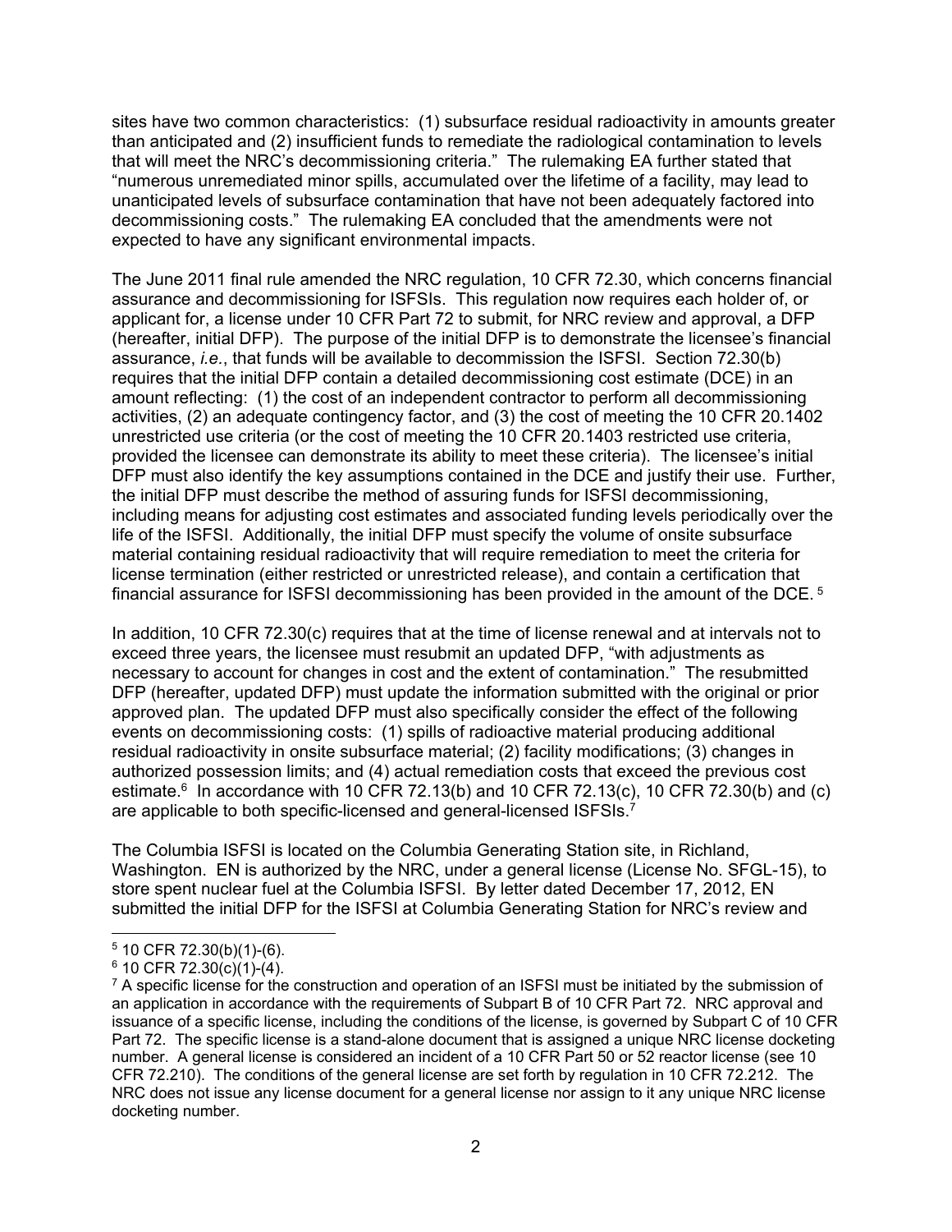sites have two common characteristics: (1) subsurface residual radioactivity in amounts greater than anticipated and (2) insufficient funds to remediate the radiological contamination to levels that will meet the NRC's decommissioning criteria." The rulemaking EA further stated that "numerous unremediated minor spills, accumulated over the lifetime of a facility, may lead to unanticipated levels of subsurface contamination that have not been adequately factored into decommissioning costs." The rulemaking EA concluded that the amendments were not expected to have any significant environmental impacts.

The June 2011 final rule amended the NRC regulation, 10 CFR 72.30, which concerns financial assurance and decommissioning for ISFSIs. This regulation now requires each holder of, or applicant for, a license under 10 CFR Part 72 to submit, for NRC review and approval, a DFP (hereafter, initial DFP). The purpose of the initial DFP is to demonstrate the licensee's financial assurance, *i.e.*, that funds will be available to decommission the ISFSI. Section 72.30(b) requires that the initial DFP contain a detailed decommissioning cost estimate (DCE) in an amount reflecting: (1) the cost of an independent contractor to perform all decommissioning activities, (2) an adequate contingency factor, and (3) the cost of meeting the 10 CFR 20.1402 unrestricted use criteria (or the cost of meeting the 10 CFR 20.1403 restricted use criteria, provided the licensee can demonstrate its ability to meet these criteria). The licensee's initial DFP must also identify the key assumptions contained in the DCE and justify their use. Further, the initial DFP must describe the method of assuring funds for ISFSI decommissioning, including means for adjusting cost estimates and associated funding levels periodically over the life of the ISFSI. Additionally, the initial DFP must specify the volume of onsite subsurface material containing residual radioactivity that will require remediation to meet the criteria for license termination (either restricted or unrestricted release), and contain a certification that financial assurance for ISFSI decommissioning has been provided in the amount of the DCE. [5]

In addition, 10 CFR 72.30(c) requires that at the time of license renewal and at intervals not to exceed three years, the licensee must resubmit an updated DFP, "with adjustments as necessary to account for changes in cost and the extent of contamination." The resubmitted DFP (hereafter, updated DFP) must update the information submitted with the original or prior approved plan. The updated DFP must also specifically consider the effect of the following events on decommissioning costs: (1) spills of radioactive material producing additional residual radioactivity in onsite subsurface material; (2) facility modifications; (3) changes in authorized possession limits; and (4) actual remediation costs that exceed the previous cost estimate.[6] In accordance with 10 CFR 72.13(b) and 10 CFR 72.13(c), 10 CFR 72.30(b) and (c) are applicable to both specific-licensed and general-licensed ISFSIs.[7]

The Columbia ISFSI is located on the Columbia Generating Station site, in Richland, Washington. EN is authorized by the NRC, under a general license (License No. SFGL-15), to store spent nuclear fuel at the Columbia ISFSI. By letter dated December 17, 2012, EN submitted the initial DFP for the ISFSI at Columbia Generating Station for NRC's review and

---

[5] 10 CFR 72.30(b)(1)-(6).

[6] 10 CFR 72.30(c)(1)-(4).

[7] A specific license for the construction and operation of an ISFSI must be initiated by the submission of an application in accordance with the requirements of Subpart B of 10 CFR Part 72. NRC approval and issuance of a specific license, including the conditions of the license, is governed by Subpart C of 10 CFR Part 72. The specific license is a stand-alone document that is assigned a unique NRC license docketing number. A general license is considered an incident of a 10 CFR Part 50 or 52 reactor license (see 10 CFR 72.210). The conditions of the general license are set forth by regulation in 10 CFR 72.212. The NRC does not issue any license document for a general license nor assign to it any unique NRC license docketing number.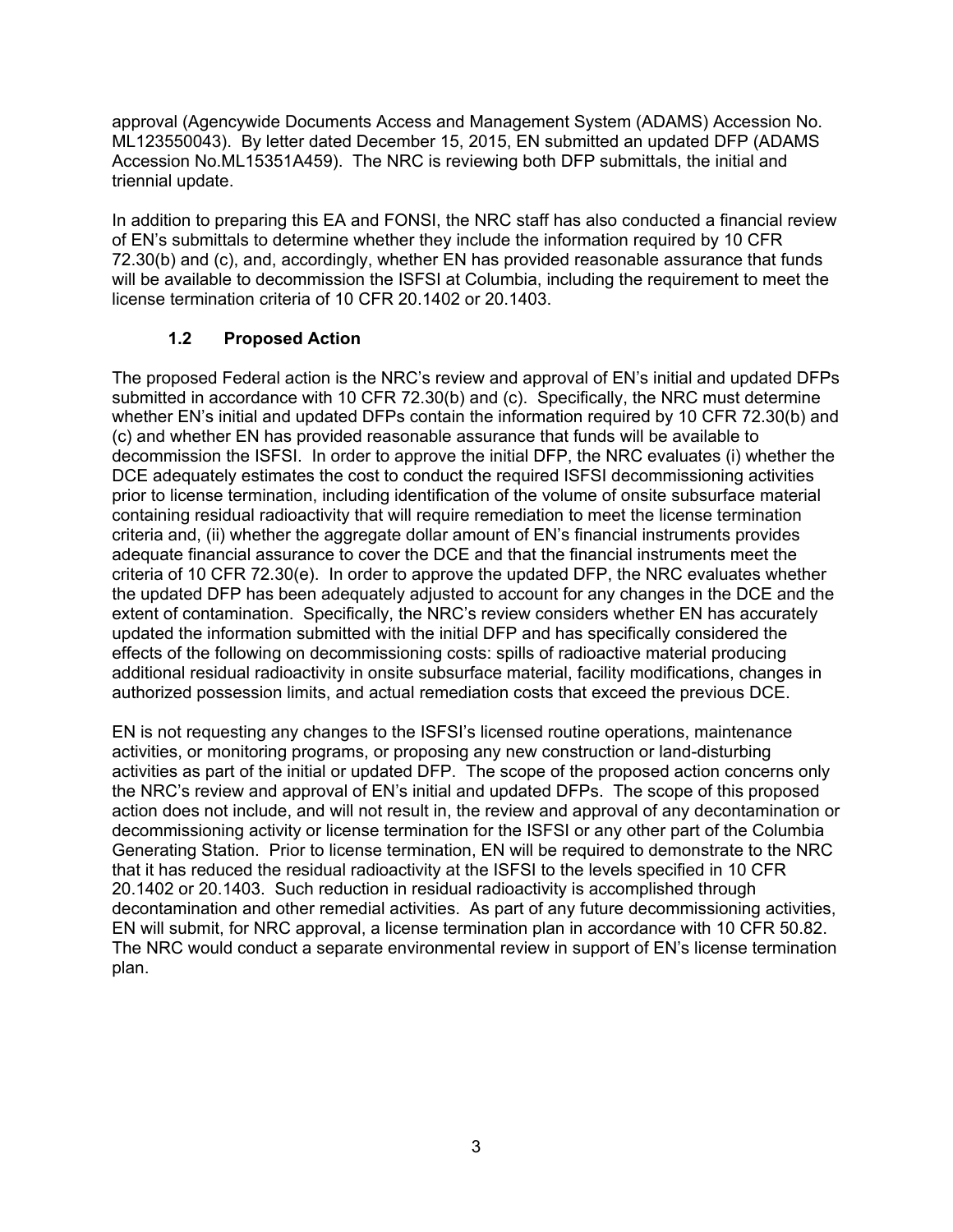approval (Agencywide Documents Access and Management System (ADAMS) Accession No. ML123550043). By letter dated December 15, 2015, EN submitted an updated DFP (ADAMS Accession No.ML15351A459). The NRC is reviewing both DFP submittals, the initial and triennial update.

In addition to preparing this EA and FONSI, the NRC staff has also conducted a financial review of EN's submittals to determine whether they include the information required by 10 CFR 72.30(b) and (c), and, accordingly, whether EN has provided reasonable assurance that funds will be available to decommission the ISFSI at Columbia, including the requirement to meet the license termination criteria of 10 CFR 20.1402 or 20.1403.

### 1.2 Proposed Action

The proposed Federal action is the NRC's review and approval of EN's initial and updated DFPs submitted in accordance with 10 CFR 72.30(b) and (c). Specifically, the NRC must determine whether EN's initial and updated DFPs contain the information required by 10 CFR 72.30(b) and (c) and whether EN has provided reasonable assurance that funds will be available to decommission the ISFSI. In order to approve the initial DFP, the NRC evaluates (i) whether the DCE adequately estimates the cost to conduct the required ISFSI decommissioning activities prior to license termination, including identification of the volume of onsite subsurface material containing residual radioactivity that will require remediation to meet the license termination criteria and, (ii) whether the aggregate dollar amount of EN's financial instruments provides adequate financial assurance to cover the DCE and that the financial instruments meet the criteria of 10 CFR 72.30(e). In order to approve the updated DFP, the NRC evaluates whether the updated DFP has been adequately adjusted to account for any changes in the DCE and the extent of contamination. Specifically, the NRC's review considers whether EN has accurately updated the information submitted with the initial DFP and has specifically considered the effects of the following on decommissioning costs: spills of radioactive material producing additional residual radioactivity in onsite subsurface material, facility modifications, changes in authorized possession limits, and actual remediation costs that exceed the previous DCE.

EN is not requesting any changes to the ISFSI's licensed routine operations, maintenance activities, or monitoring programs, or proposing any new construction or land-disturbing activities as part of the initial or updated DFP. The scope of the proposed action concerns only the NRC's review and approval of EN's initial and updated DFPs. The scope of this proposed action does not include, and will not result in, the review and approval of any decontamination or decommissioning activity or license termination for the ISFSI or any other part of the Columbia Generating Station. Prior to license termination, EN will be required to demonstrate to the NRC that it has reduced the residual radioactivity at the ISFSI to the levels specified in 10 CFR 20.1402 or 20.1403. Such reduction in residual radioactivity is accomplished through decontamination and other remedial activities. As part of any future decommissioning activities, EN will submit, for NRC approval, a license termination plan in accordance with 10 CFR 50.82. The NRC would conduct a separate environmental review in support of EN's license termination plan.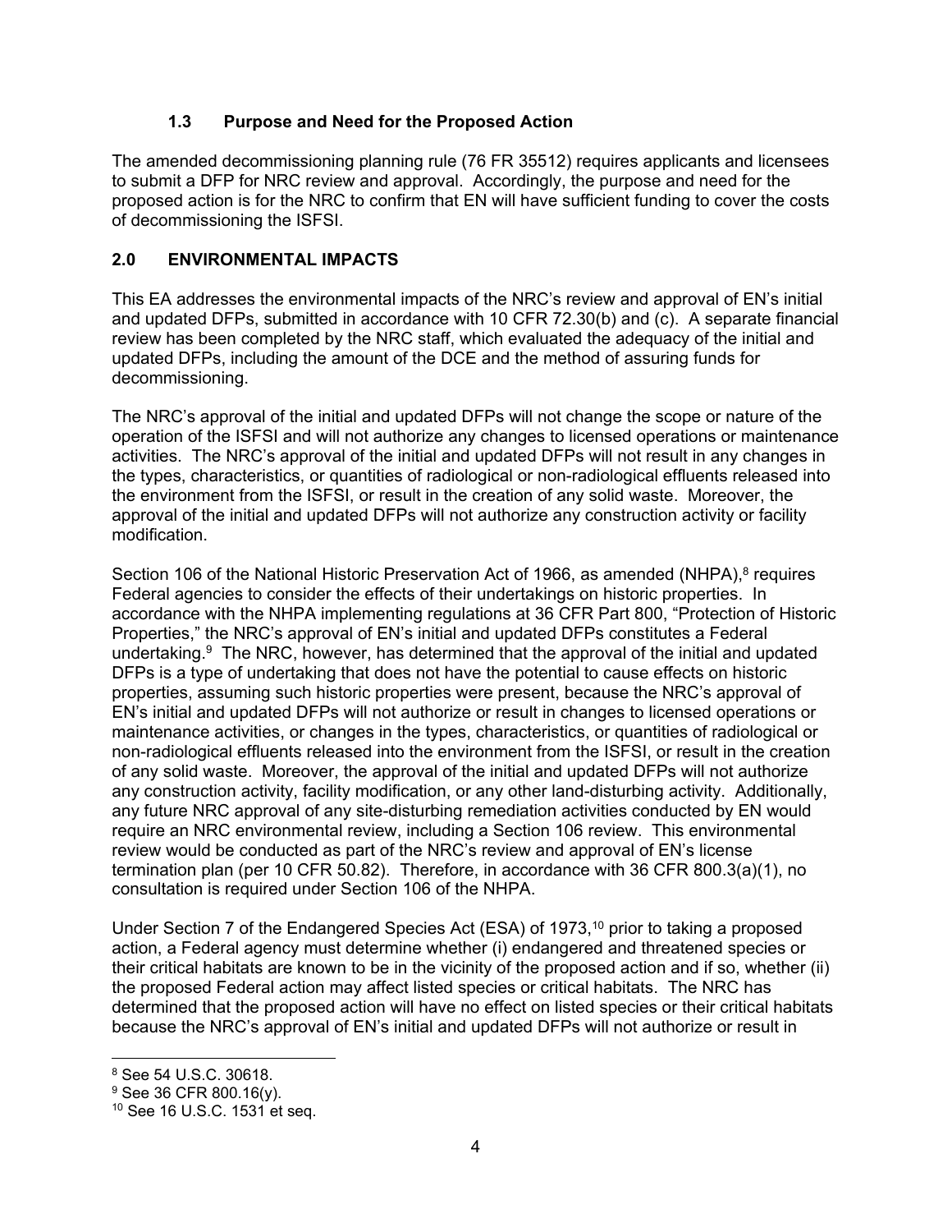### 1.3 Purpose and Need for the Proposed Action

The amended decommissioning planning rule (76 FR 35512) requires applicants and licensees to submit a DFP for NRC review and approval. Accordingly, the purpose and need for the proposed action is for the NRC to confirm that EN will have sufficient funding to cover the costs of decommissioning the ISFSI.

## 2.0 ENVIRONMENTAL IMPACTS

This EA addresses the environmental impacts of the NRC's review and approval of EN's initial and updated DFPs, submitted in accordance with 10 CFR 72.30(b) and (c). A separate financial review has been completed by the NRC staff, which evaluated the adequacy of the initial and updated DFPs, including the amount of the DCE and the method of assuring funds for decommissioning.

The NRC's approval of the initial and updated DFPs will not change the scope or nature of the operation of the ISFSI and will not authorize any changes to licensed operations or maintenance activities. The NRC's approval of the initial and updated DFPs will not result in any changes in the types, characteristics, or quantities of radiological or non-radiological effluents released into the environment from the ISFSI, or result in the creation of any solid waste. Moreover, the approval of the initial and updated DFPs will not authorize any construction activity or facility modification.

Section 106 of the National Historic Preservation Act of 1966, as amended (NHPA),[8] requires Federal agencies to consider the effects of their undertakings on historic properties. In accordance with the NHPA implementing regulations at 36 CFR Part 800, "Protection of Historic Properties," the NRC's approval of EN's initial and updated DFPs constitutes a Federal undertaking.[9] The NRC, however, has determined that the approval of the initial and updated DFPs is a type of undertaking that does not have the potential to cause effects on historic properties, assuming such historic properties were present, because the NRC's approval of EN's initial and updated DFPs will not authorize or result in changes to licensed operations or maintenance activities, or changes in the types, characteristics, or quantities of radiological or non-radiological effluents released into the environment from the ISFSI, or result in the creation of any solid waste. Moreover, the approval of the initial and updated DFPs will not authorize any construction activity, facility modification, or any other land-disturbing activity. Additionally, any future NRC approval of any site-disturbing remediation activities conducted by EN would require an NRC environmental review, including a Section 106 review. This environmental review would be conducted as part of the NRC's review and approval of EN's license termination plan (per 10 CFR 50.82). Therefore, in accordance with 36 CFR 800.3(a)(1), no consultation is required under Section 106 of the NHPA.

Under Section 7 of the Endangered Species Act (ESA) of 1973,[10] prior to taking a proposed action, a Federal agency must determine whether (i) endangered and threatened species or their critical habitats are known to be in the vicinity of the proposed action and if so, whether (ii) the proposed Federal action may affect listed species or critical habitats. The NRC has determined that the proposed action will have no effect on listed species or their critical habitats because the NRC's approval of EN's initial and updated DFPs will not authorize or result in

---

[8] See 54 U.S.C. 30618.

[9] See 36 CFR 800.16(y).

[10] See 16 U.S.C. 1531 et seq.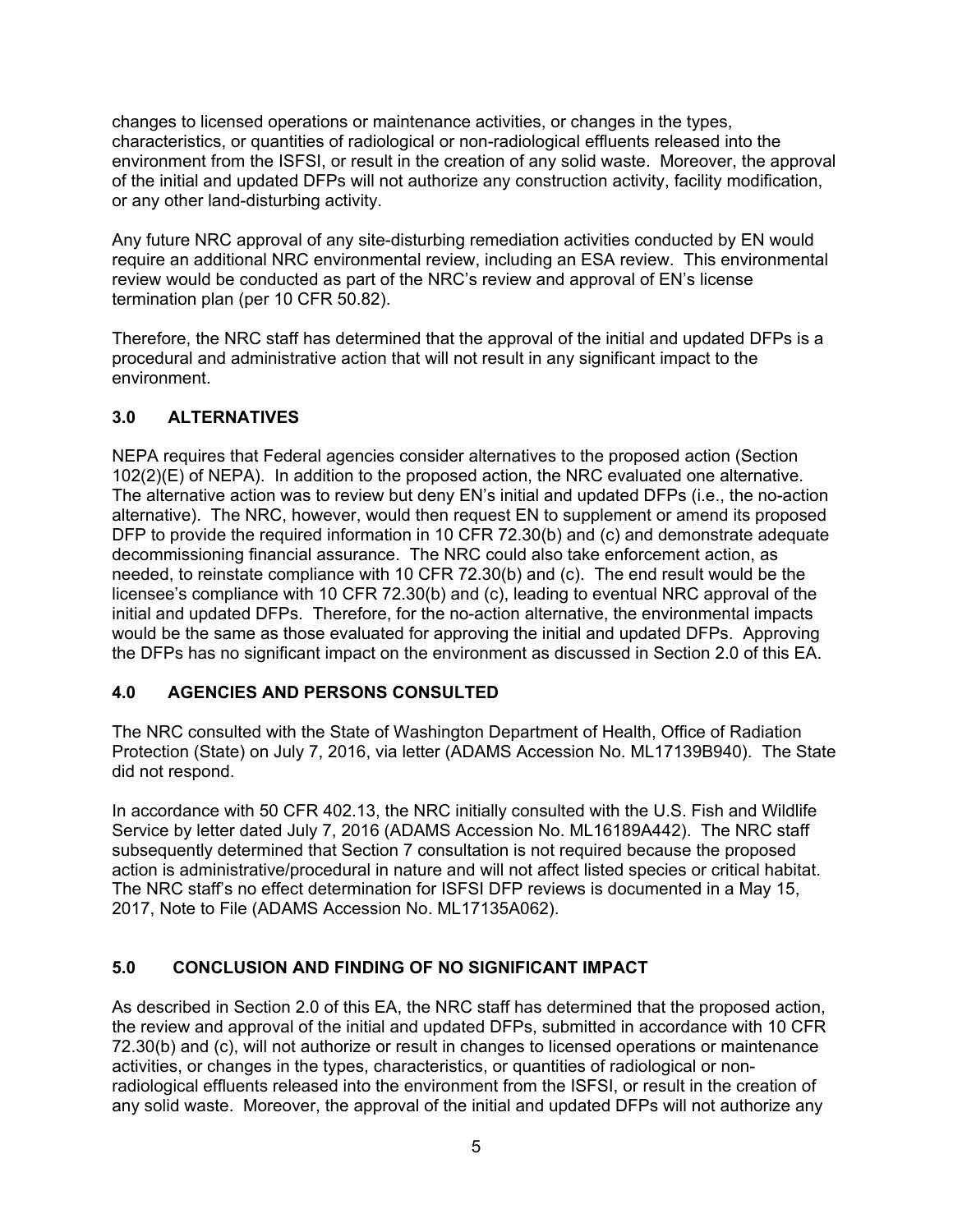changes to licensed operations or maintenance activities, or changes in the types, characteristics, or quantities of radiological or non-radiological effluents released into the environment from the ISFSI, or result in the creation of any solid waste. Moreover, the approval of the initial and updated DFPs will not authorize any construction activity, facility modification, or any other land-disturbing activity.

Any future NRC approval of any site-disturbing remediation activities conducted by EN would require an additional NRC environmental review, including an ESA review. This environmental review would be conducted as part of the NRC's review and approval of EN's license termination plan (per 10 CFR 50.82).

Therefore, the NRC staff has determined that the approval of the initial and updated DFPs is a procedural and administrative action that will not result in any significant impact to the environment.

## 3.0 ALTERNATIVES

NEPA requires that Federal agencies consider alternatives to the proposed action (Section 102(2)(E) of NEPA). In addition to the proposed action, the NRC evaluated one alternative. The alternative action was to review but deny EN's initial and updated DFPs (i.e., the no-action alternative). The NRC, however, would then request EN to supplement or amend its proposed DFP to provide the required information in 10 CFR 72.30(b) and (c) and demonstrate adequate decommissioning financial assurance. The NRC could also take enforcement action, as needed, to reinstate compliance with 10 CFR 72.30(b) and (c). The end result would be the licensee's compliance with 10 CFR 72.30(b) and (c), leading to eventual NRC approval of the initial and updated DFPs. Therefore, for the no-action alternative, the environmental impacts would be the same as those evaluated for approving the initial and updated DFPs. Approving the DFPs has no significant impact on the environment as discussed in Section 2.0 of this EA.

## 4.0 AGENCIES AND PERSONS CONSULTED

The NRC consulted with the State of Washington Department of Health, Office of Radiation Protection (State) on July 7, 2016, via letter (ADAMS Accession No. ML17139B940). The State did not respond.

In accordance with 50 CFR 402.13, the NRC initially consulted with the U.S. Fish and Wildlife Service by letter dated July 7, 2016 (ADAMS Accession No. ML16189A442). The NRC staff subsequently determined that Section 7 consultation is not required because the proposed action is administrative/procedural in nature and will not affect listed species or critical habitat. The NRC staff's no effect determination for ISFSI DFP reviews is documented in a May 15, 2017, Note to File (ADAMS Accession No. ML17135A062).

## 5.0 CONCLUSION AND FINDING OF NO SIGNIFICANT IMPACT

As described in Section 2.0 of this EA, the NRC staff has determined that the proposed action, the review and approval of the initial and updated DFPs, submitted in accordance with 10 CFR 72.30(b) and (c), will not authorize or result in changes to licensed operations or maintenance activities, or changes in the types, characteristics, or quantities of radiological or non-radiological effluents released into the environment from the ISFSI, or result in the creation of any solid waste. Moreover, the approval of the initial and updated DFPs will not authorize any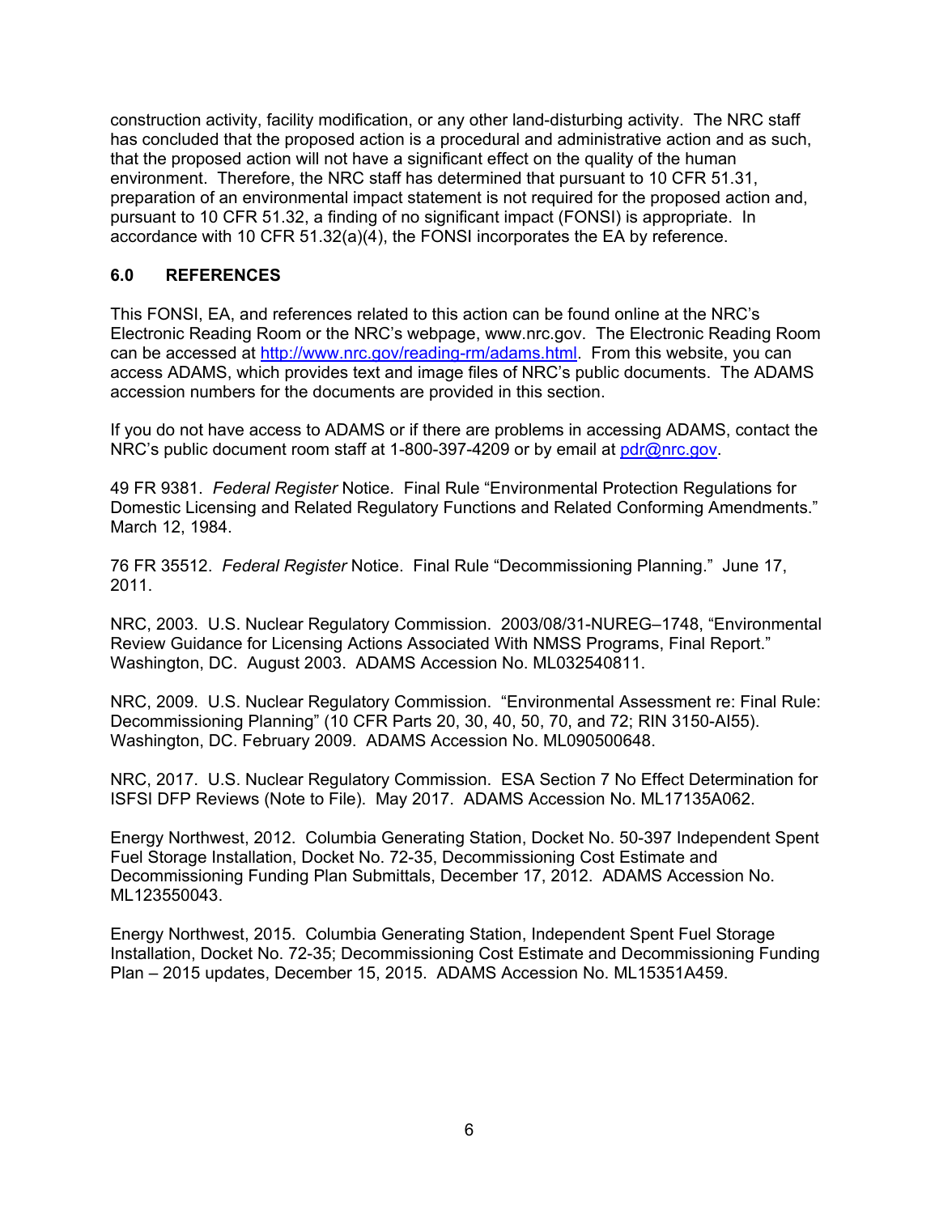construction activity, facility modification, or any other land-disturbing activity. The NRC staff has concluded that the proposed action is a procedural and administrative action and as such, that the proposed action will not have a significant effect on the quality of the human environment. Therefore, the NRC staff has determined that pursuant to 10 CFR 51.31, preparation of an environmental impact statement is not required for the proposed action and, pursuant to 10 CFR 51.32, a finding of no significant impact (FONSI) is appropriate. In accordance with 10 CFR 51.32(a)(4), the FONSI incorporates the EA by reference.

## 6.0 REFERENCES

This FONSI, EA, and references related to this action can be found online at the NRC's Electronic Reading Room or the NRC's webpage, www.nrc.gov. The Electronic Reading Room can be accessed at http://www.nrc.gov/reading-rm/adams.html. From this website, you can access ADAMS, which provides text and image files of NRC's public documents. The ADAMS accession numbers for the documents are provided in this section.

If you do not have access to ADAMS or if there are problems in accessing ADAMS, contact the NRC's public document room staff at 1-800-397-4209 or by email at pdr@nrc.gov.

49 FR 9381. *Federal Register* Notice. Final Rule "Environmental Protection Regulations for Domestic Licensing and Related Regulatory Functions and Related Conforming Amendments." March 12, 1984.

76 FR 35512. *Federal Register* Notice. Final Rule "Decommissioning Planning." June 17, 2011.

NRC, 2003. U.S. Nuclear Regulatory Commission. 2003/08/31-NUREG–1748, "Environmental Review Guidance for Licensing Actions Associated With NMSS Programs, Final Report." Washington, DC. August 2003. ADAMS Accession No. ML032540811.

NRC, 2009. U.S. Nuclear Regulatory Commission. "Environmental Assessment re: Final Rule: Decommissioning Planning" (10 CFR Parts 20, 30, 40, 50, 70, and 72; RIN 3150-AI55). Washington, DC. February 2009. ADAMS Accession No. ML090500648.

NRC, 2017. U.S. Nuclear Regulatory Commission. ESA Section 7 No Effect Determination for ISFSI DFP Reviews (Note to File). May 2017. ADAMS Accession No. ML17135A062.

Energy Northwest, 2012. Columbia Generating Station, Docket No. 50-397 Independent Spent Fuel Storage Installation, Docket No. 72-35, Decommissioning Cost Estimate and Decommissioning Funding Plan Submittals, December 17, 2012. ADAMS Accession No. ML123550043.

Energy Northwest, 2015. Columbia Generating Station, Independent Spent Fuel Storage Installation, Docket No. 72-35; Decommissioning Cost Estimate and Decommissioning Funding Plan – 2015 updates, December 15, 2015. ADAMS Accession No. ML15351A459.